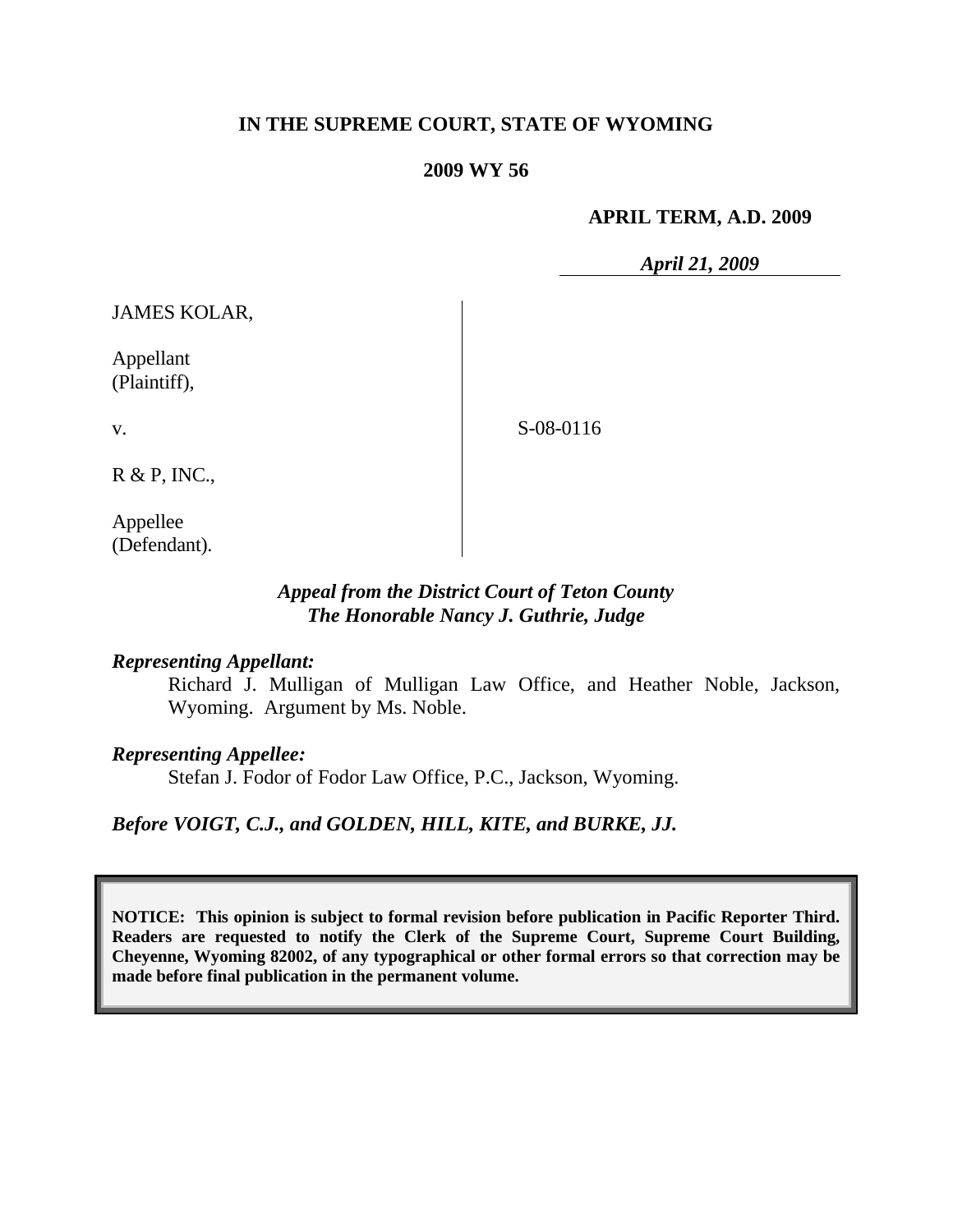**IN THE SUPREME COURT, STATE OF WYOMING**

**2009 WY 56**

**APRIL TERM, A.D. 2009**

*April 21, 2009*

JAMES KOLAR,

Appellant
(Plaintiff),

v.

R & P, INC.,

Appellee
(Defendant).

S-08-0116

***Appeal from the District Court of Teton County***
***The Honorable Nancy J. Guthrie, Judge***

***Representing Appellant:***

Richard J. Mulligan of Mulligan Law Office, and Heather Noble, Jackson, Wyoming. Argument by Ms. Noble.

***Representing Appellee:***

Stefan J. Fodor of Fodor Law Office, P.C., Jackson, Wyoming.

***Before VOIGT, C.J., and GOLDEN, HILL, KITE, and BURKE, JJ.***

**NOTICE: This opinion is subject to formal revision before publication in Pacific Reporter Third. Readers are requested to notify the Clerk of the Supreme Court, Supreme Court Building, Cheyenne, Wyoming 82002, of any typographical or other formal errors so that correction may be made before final publication in the permanent volume.**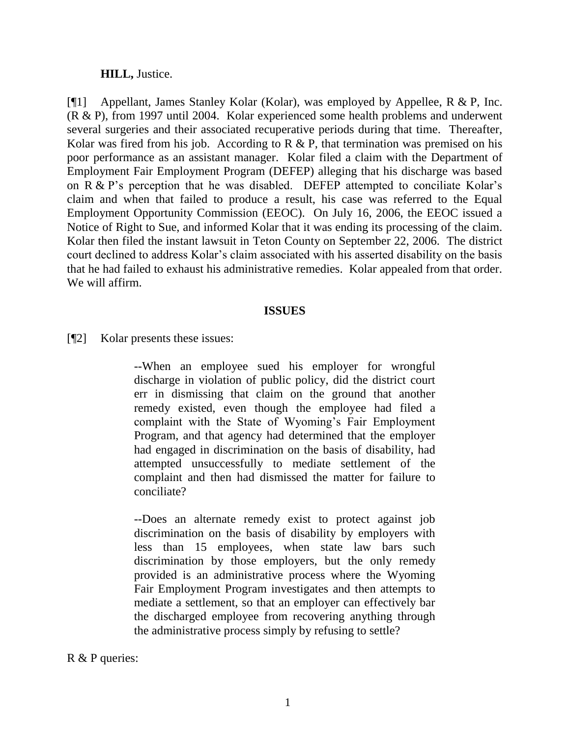**HILL,** Justice.

[¶1] Appellant, James Stanley Kolar (Kolar), was employed by Appellee, R & P, Inc. (R & P), from 1997 until 2004. Kolar experienced some health problems and underwent several surgeries and their associated recuperative periods during that time. Thereafter, Kolar was fired from his job. According to R & P, that termination was premised on his poor performance as an assistant manager. Kolar filed a claim with the Department of Employment Fair Employment Program (DEFEP) alleging that his discharge was based on R & P's perception that he was disabled. DEFEP attempted to conciliate Kolar's claim and when that failed to produce a result, his case was referred to the Equal Employment Opportunity Commission (EEOC). On July 16, 2006, the EEOC issued a Notice of Right to Sue, and informed Kolar that it was ending its processing of the claim. Kolar then filed the instant lawsuit in Teton County on September 22, 2006. The district court declined to address Kolar's claim associated with his asserted disability on the basis that he had failed to exhaust his administrative remedies. Kolar appealed from that order. We will affirm.

## ISSUES

[¶2] Kolar presents these issues:

> --When an employee sued his employer for wrongful discharge in violation of public policy, did the district court err in dismissing that claim on the ground that another remedy existed, even though the employee had filed a complaint with the State of Wyoming's Fair Employment Program, and that agency had determined that the employer had engaged in discrimination on the basis of disability, had attempted unsuccessfully to mediate settlement of the complaint and then had dismissed the matter for failure to conciliate?
>
> --Does an alternate remedy exist to protect against job discrimination on the basis of disability by employers with less than 15 employees, when state law bars such discrimination by those employers, but the only remedy provided is an administrative process where the Wyoming Fair Employment Program investigates and then attempts to mediate a settlement, so that an employer can effectively bar the discharged employee from recovering anything through the administrative process simply by refusing to settle?

R & P queries: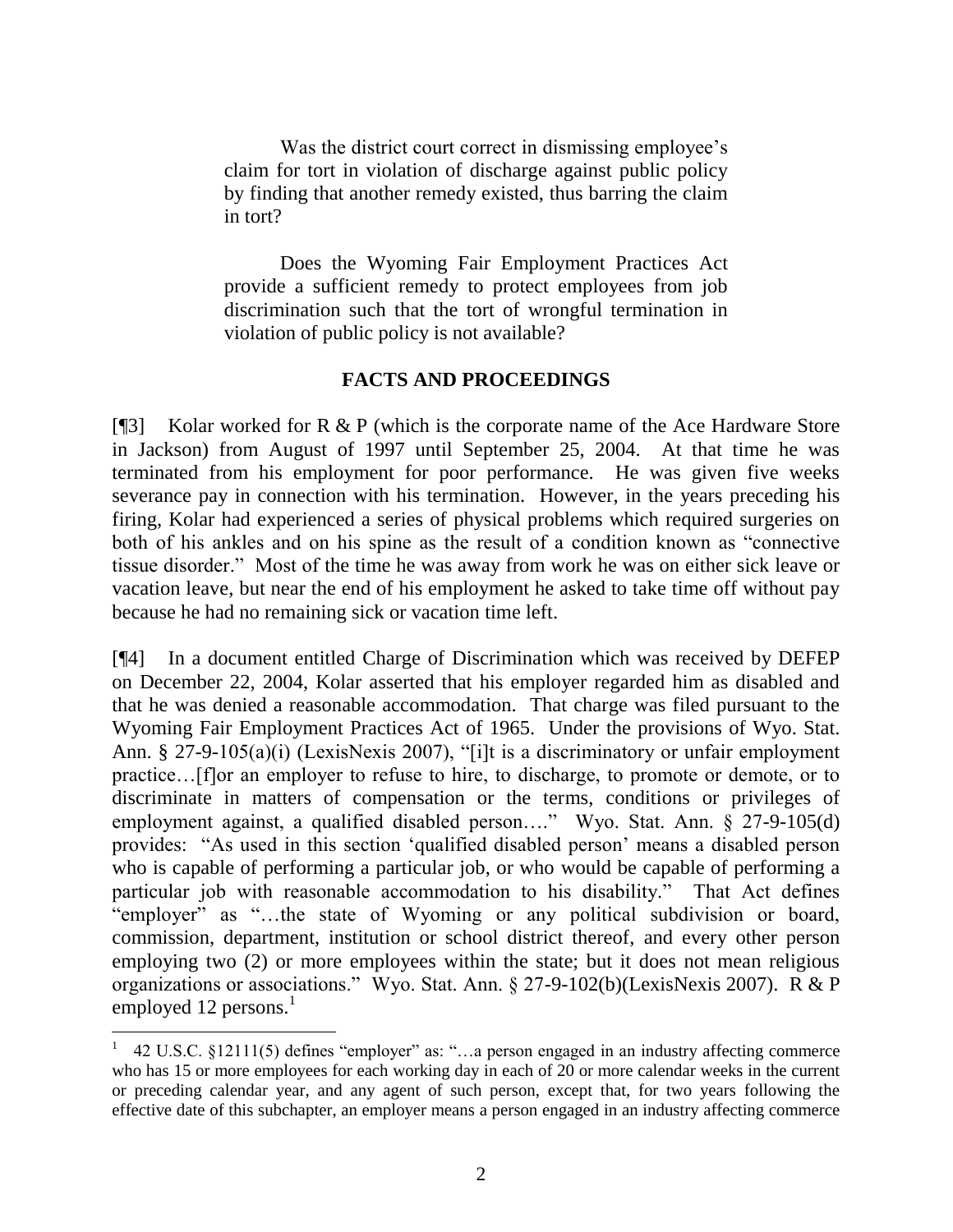> Was the district court correct in dismissing employee's claim for tort in violation of discharge against public policy by finding that another remedy existed, thus barring the claim in tort?
>
> Does the Wyoming Fair Employment Practices Act provide a sufficient remedy to protect employees from job discrimination such that the tort of wrongful termination in violation of public policy is not available?

## FACTS AND PROCEEDINGS

[¶3] Kolar worked for R & P (which is the corporate name of the Ace Hardware Store in Jackson) from August of 1997 until September 25, 2004. At that time he was terminated from his employment for poor performance. He was given five weeks severance pay in connection with his termination. However, in the years preceding his firing, Kolar had experienced a series of physical problems which required surgeries on both of his ankles and on his spine as the result of a condition known as "connective tissue disorder." Most of the time he was away from work he was on either sick leave or vacation leave, but near the end of his employment he asked to take time off without pay because he had no remaining sick or vacation time left.

[¶4] In a document entitled Charge of Discrimination which was received by DEFEP on December 22, 2004, Kolar asserted that his employer regarded him as disabled and that he was denied a reasonable accommodation. That charge was filed pursuant to the Wyoming Fair Employment Practices Act of 1965. Under the provisions of Wyo. Stat. Ann. § 27-9-105(a)(i) (LexisNexis 2007), "[i]t is a discriminatory or unfair employment practice…[f]or an employer to refuse to hire, to discharge, to promote or demote, or to discriminate in matters of compensation or the terms, conditions or privileges of employment against, a qualified disabled person…." Wyo. Stat. Ann. § 27-9-105(d) provides: "As used in this section 'qualified disabled person' means a disabled person who is capable of performing a particular job, or who would be capable of performing a particular job with reasonable accommodation to his disability." That Act defines "employer" as "…the state of Wyoming or any political subdivision or board, commission, department, institution or school district thereof, and every other person employing two (2) or more employees within the state; but it does not mean religious organizations or associations." Wyo. Stat. Ann. § 27-9-102(b)(LexisNexis 2007). R & P employed 12 persons.[1]

---

[1] 42 U.S.C. §12111(5) defines "employer" as: "…a person engaged in an industry affecting commerce who has 15 or more employees for each working day in each of 20 or more calendar weeks in the current or preceding calendar year, and any agent of such person, except that, for two years following the effective date of this subchapter, an employer means a person engaged in an industry affecting commerce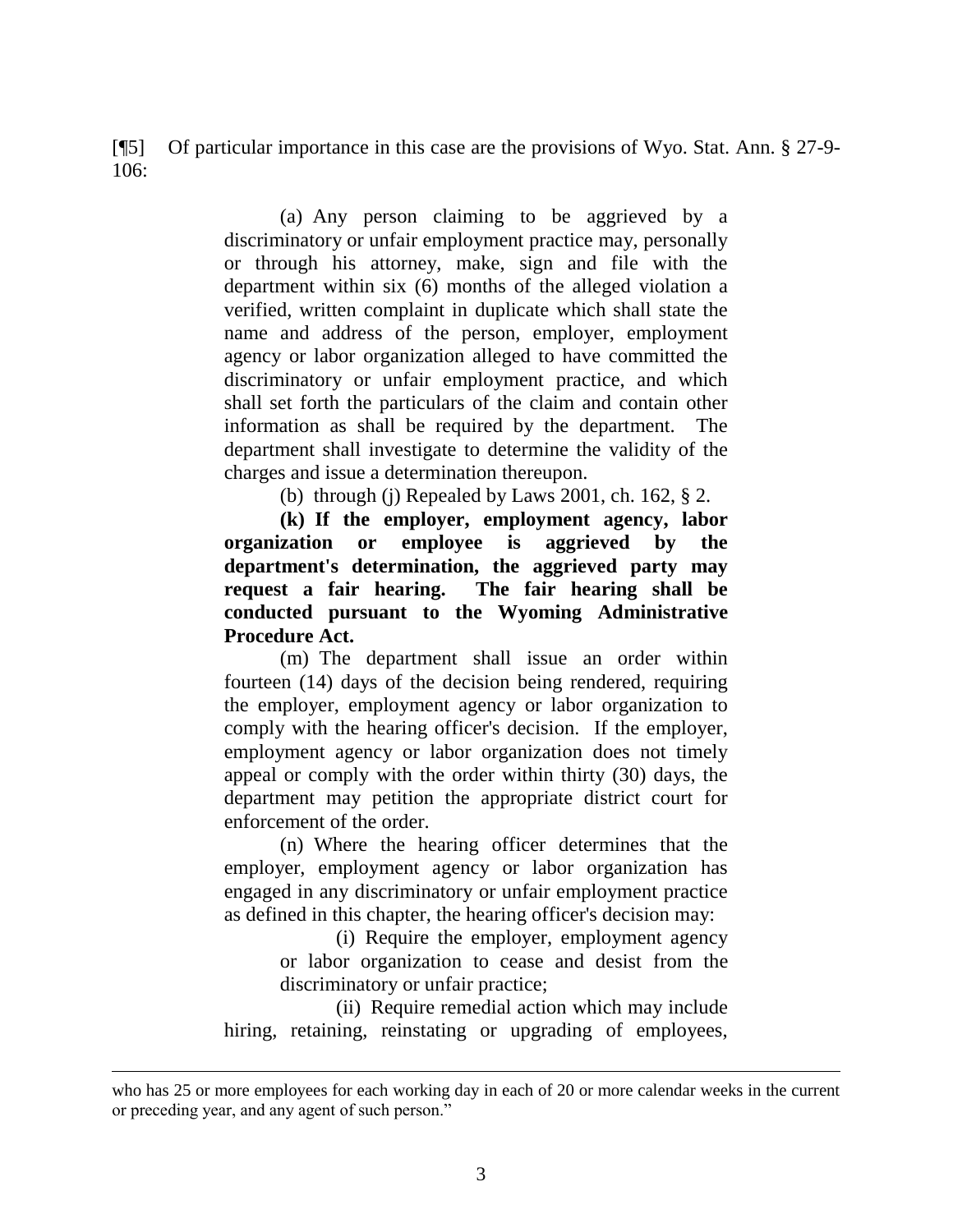[¶5] Of particular importance in this case are the provisions of Wyo. Stat. Ann. § 27-9-106:

> (a) Any person claiming to be aggrieved by a discriminatory or unfair employment practice may, personally or through his attorney, make, sign and file with the department within six (6) months of the alleged violation a verified, written complaint in duplicate which shall state the name and address of the person, employer, employment agency or labor organization alleged to have committed the discriminatory or unfair employment practice, and which shall set forth the particulars of the claim and contain other information as shall be required by the department. The department shall investigate to determine the validity of the charges and issue a determination thereupon.
>
> (b) through (j) Repealed by Laws 2001, ch. 162, § 2.
>
> **(k) If the employer, employment agency, labor organization or employee is aggrieved by the department's determination, the aggrieved party may request a fair hearing. The fair hearing shall be conducted pursuant to the Wyoming Administrative Procedure Act.**
>
> (m) The department shall issue an order within fourteen (14) days of the decision being rendered, requiring the employer, employment agency or labor organization to comply with the hearing officer's decision. If the employer, employment agency or labor organization does not timely appeal or comply with the order within thirty (30) days, the department may petition the appropriate district court for enforcement of the order.
>
> (n) Where the hearing officer determines that the employer, employment agency or labor organization has engaged in any discriminatory or unfair employment practice as defined in this chapter, the hearing officer's decision may:
>
> > (i) Require the employer, employment agency or labor organization to cease and desist from the discriminatory or unfair practice;
> >
> > (ii) Require remedial action which may include hiring, retaining, reinstating or upgrading of employees,

---

who has 25 or more employees for each working day in each of 20 or more calendar weeks in the current or preceding year, and any agent of such person."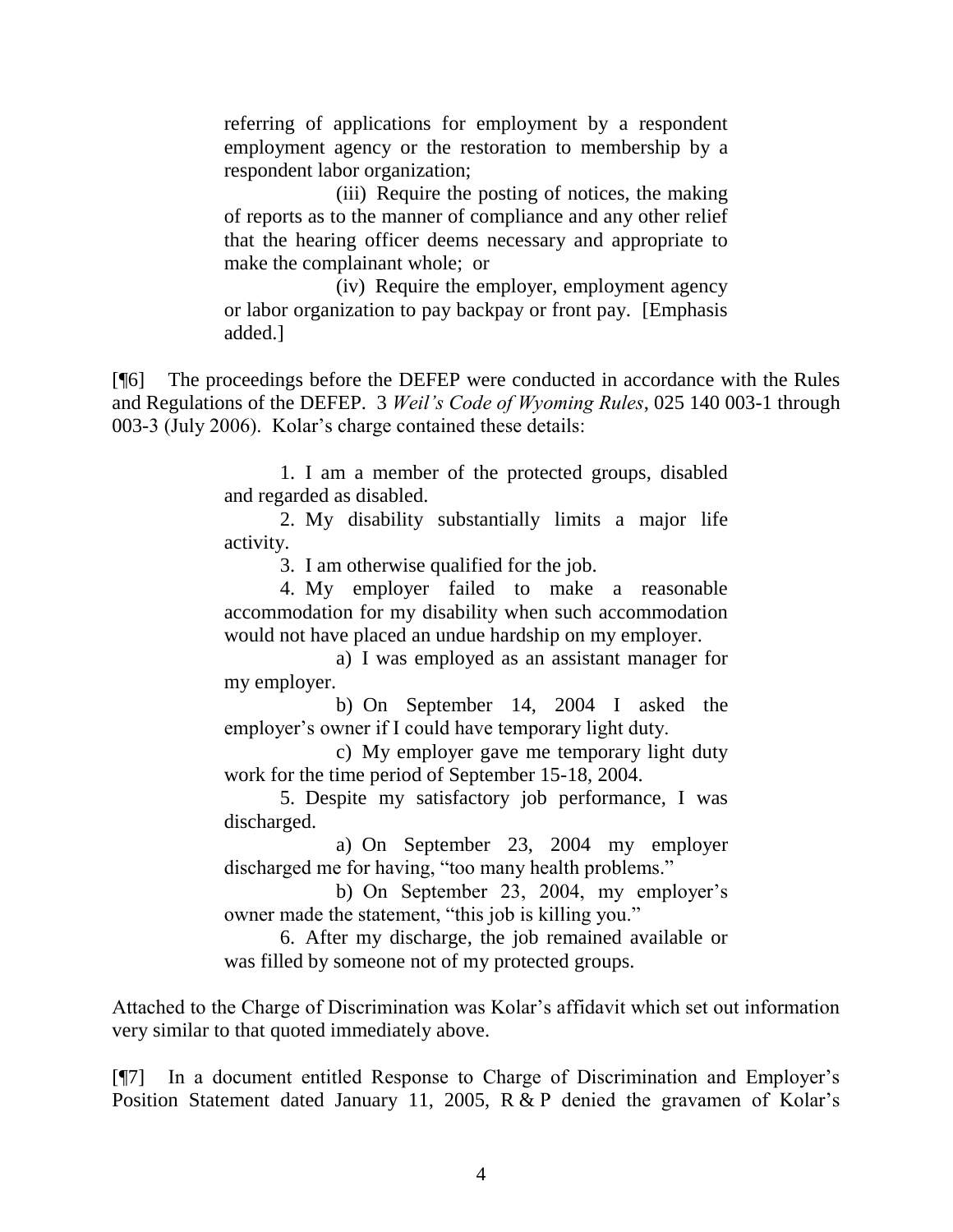referring of applications for employment by a respondent employment agency or the restoration to membership by a respondent labor organization;

(iii) Require the posting of notices, the making of reports as to the manner of compliance and any other relief that the hearing officer deems necessary and appropriate to make the complainant whole; or

(iv) Require the employer, employment agency or labor organization to pay backpay or front pay. [Emphasis added.]

[¶6] The proceedings before the DEFEP were conducted in accordance with the Rules and Regulations of the DEFEP. 3 *Weil's Code of Wyoming Rules*, 025 140 003-1 through 003-3 (July 2006). Kolar's charge contained these details:

> 1. I am a member of the protected groups, disabled and regarded as disabled.
>
> 2. My disability substantially limits a major life activity.
>
> 3. I am otherwise qualified for the job.
>
> 4. My employer failed to make a reasonable accommodation for my disability when such accommodation would not have placed an undue hardship on my employer.
>
> a) I was employed as an assistant manager for my employer.
>
> b) On September 14, 2004 I asked the employer's owner if I could have temporary light duty.
>
> c) My employer gave me temporary light duty work for the time period of September 15-18, 2004.
>
> 5. Despite my satisfactory job performance, I was discharged.
>
> a) On September 23, 2004 my employer discharged me for having, "too many health problems."
>
> b) On September 23, 2004, my employer's owner made the statement, "this job is killing you."
>
> 6. After my discharge, the job remained available or was filled by someone not of my protected groups.

Attached to the Charge of Discrimination was Kolar's affidavit which set out information very similar to that quoted immediately above.

[¶7] In a document entitled Response to Charge of Discrimination and Employer's Position Statement dated January 11, 2005, R & P denied the gravamen of Kolar's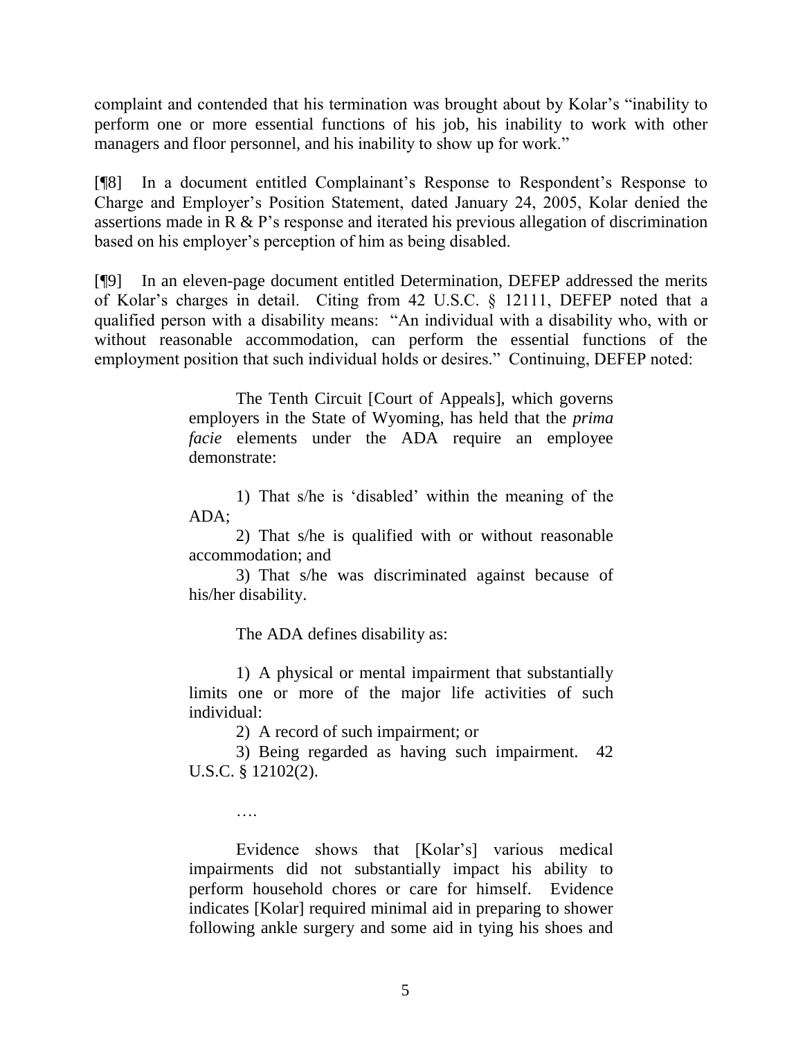complaint and contended that his termination was brought about by Kolar's "inability to perform one or more essential functions of his job, his inability to work with other managers and floor personnel, and his inability to show up for work."

[¶8] In a document entitled Complainant's Response to Respondent's Response to Charge and Employer's Position Statement, dated January 24, 2005, Kolar denied the assertions made in R & P's response and iterated his previous allegation of discrimination based on his employer's perception of him as being disabled.

[¶9] In an eleven-page document entitled Determination, DEFEP addressed the merits of Kolar's charges in detail. Citing from 42 U.S.C. § 12111, DEFEP noted that a qualified person with a disability means: "An individual with a disability who, with or without reasonable accommodation, can perform the essential functions of the employment position that such individual holds or desires." Continuing, DEFEP noted:

> The Tenth Circuit [Court of Appeals], which governs employers in the State of Wyoming, has held that the *prima facie* elements under the ADA require an employee demonstrate:
>
> 1) That s/he is 'disabled' within the meaning of the ADA;
>
> 2) That s/he is qualified with or without reasonable accommodation; and
>
> 3) That s/he was discriminated against because of his/her disability.
>
> The ADA defines disability as:
>
> 1) A physical or mental impairment that substantially limits one or more of the major life activities of such individual:
>
> 2) A record of such impairment; or
>
> 3) Being regarded as having such impairment. 42 U.S.C. § 12102(2).
>
> ….
>
> Evidence shows that [Kolar's] various medical impairments did not substantially impact his ability to perform household chores or care for himself. Evidence indicates [Kolar] required minimal aid in preparing to shower following ankle surgery and some aid in tying his shoes and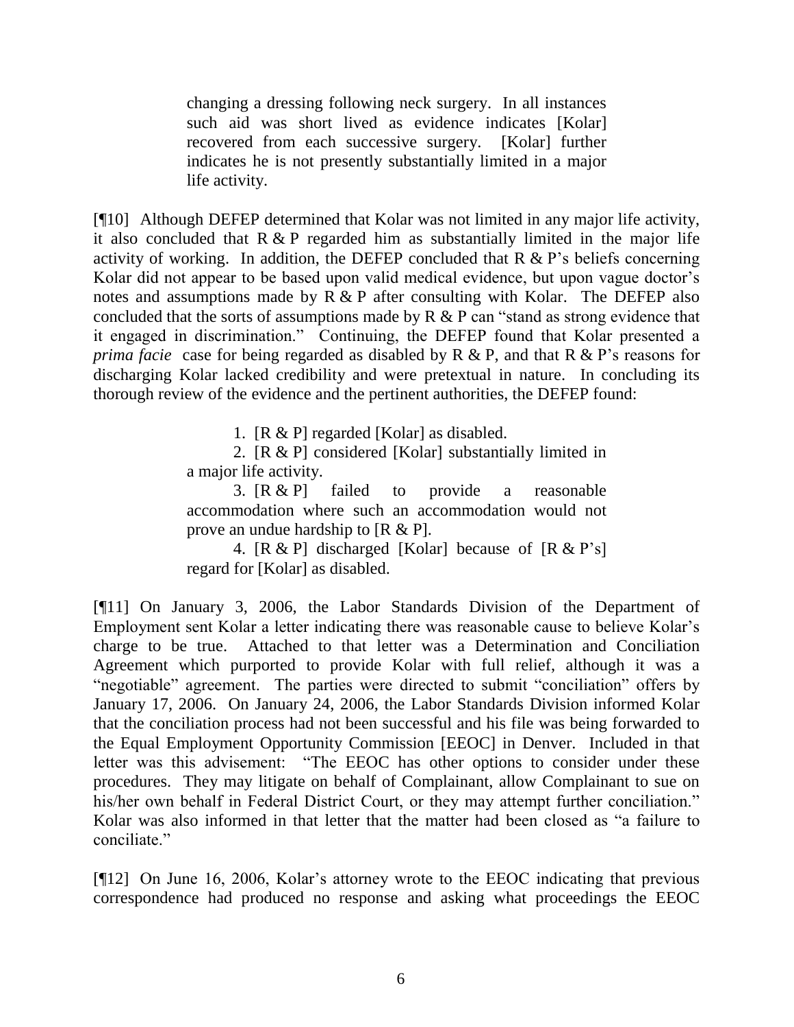> changing a dressing following neck surgery. In all instances such aid was short lived as evidence indicates [Kolar] recovered from each successive surgery. [Kolar] further indicates he is not presently substantially limited in a major life activity.

[¶10] Although DEFEP determined that Kolar was not limited in any major life activity, it also concluded that R & P regarded him as substantially limited in the major life activity of working. In addition, the DEFEP concluded that R & P's beliefs concerning Kolar did not appear to be based upon valid medical evidence, but upon vague doctor's notes and assumptions made by R & P after consulting with Kolar. The DEFEP also concluded that the sorts of assumptions made by R & P can "stand as strong evidence that it engaged in discrimination." Continuing, the DEFEP found that Kolar presented a *prima facie* case for being regarded as disabled by R & P, and that R & P's reasons for discharging Kolar lacked credibility and were pretextual in nature. In concluding its thorough review of the evidence and the pertinent authorities, the DEFEP found:

> 1. [R & P] regarded [Kolar] as disabled.
>
> 2. [R & P] considered [Kolar] substantially limited in a major life activity.
>
> 3. [R & P] failed to provide a reasonable accommodation where such an accommodation would not prove an undue hardship to [R & P].
>
> 4. [R & P] discharged [Kolar] because of [R & P's] regard for [Kolar] as disabled.

[¶11] On January 3, 2006, the Labor Standards Division of the Department of Employment sent Kolar a letter indicating there was reasonable cause to believe Kolar's charge to be true. Attached to that letter was a Determination and Conciliation Agreement which purported to provide Kolar with full relief, although it was a "negotiable" agreement. The parties were directed to submit "conciliation" offers by January 17, 2006. On January 24, 2006, the Labor Standards Division informed Kolar that the conciliation process had not been successful and his file was being forwarded to the Equal Employment Opportunity Commission [EEOC] in Denver. Included in that letter was this advisement: "The EEOC has other options to consider under these procedures. They may litigate on behalf of Complainant, allow Complainant to sue on his/her own behalf in Federal District Court, or they may attempt further conciliation." Kolar was also informed in that letter that the matter had been closed as "a failure to conciliate."

[¶12] On June 16, 2006, Kolar's attorney wrote to the EEOC indicating that previous correspondence had produced no response and asking what proceedings the EEOC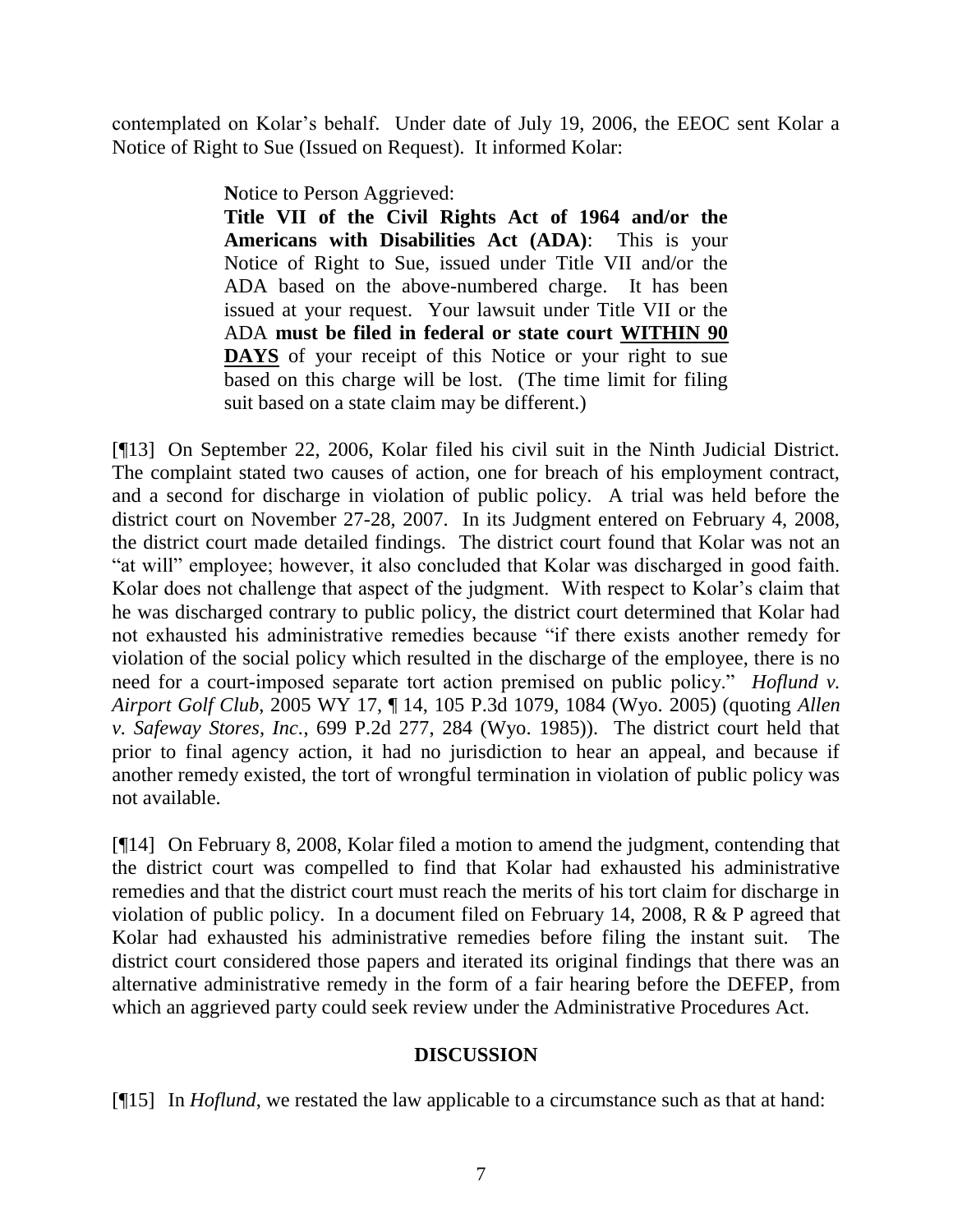contemplated on Kolar's behalf. Under date of July 19, 2006, the EEOC sent Kolar a Notice of Right to Sue (Issued on Request). It informed Kolar:

> **N**otice to Person Aggrieved:
> **Title VII of the Civil Rights Act of 1964 and/or the Americans with Disabilities Act (ADA)**: This is your Notice of Right to Sue, issued under Title VII and/or the ADA based on the above-numbered charge. It has been issued at your request. Your lawsuit under Title VII or the ADA **must be filed in federal or state court <u>WITHIN 90 DAYS</u>** of your receipt of this Notice or your right to sue based on this charge will be lost. (The time limit for filing suit based on a state claim may be different.)

[¶13] On September 22, 2006, Kolar filed his civil suit in the Ninth Judicial District. The complaint stated two causes of action, one for breach of his employment contract, and a second for discharge in violation of public policy. A trial was held before the district court on November 27-28, 2007. In its Judgment entered on February 4, 2008, the district court made detailed findings. The district court found that Kolar was not an "at will" employee; however, it also concluded that Kolar was discharged in good faith. Kolar does not challenge that aspect of the judgment. With respect to Kolar's claim that he was discharged contrary to public policy, the district court determined that Kolar had not exhausted his administrative remedies because "if there exists another remedy for violation of the social policy which resulted in the discharge of the employee, there is no need for a court-imposed separate tort action premised on public policy." *Hoflund v. Airport Golf Club*, 2005 WY 17, ¶ 14, 105 P.3d 1079, 1084 (Wyo. 2005) (quoting *Allen v. Safeway Stores, Inc.*, 699 P.2d 277, 284 (Wyo. 1985)). The district court held that prior to final agency action, it had no jurisdiction to hear an appeal, and because if another remedy existed, the tort of wrongful termination in violation of public policy was not available.

[¶14] On February 8, 2008, Kolar filed a motion to amend the judgment, contending that the district court was compelled to find that Kolar had exhausted his administrative remedies and that the district court must reach the merits of his tort claim for discharge in violation of public policy. In a document filed on February 14, 2008, R & P agreed that Kolar had exhausted his administrative remedies before filing the instant suit. The district court considered those papers and iterated its original findings that there was an alternative administrative remedy in the form of a fair hearing before the DEFEP, from which an aggrieved party could seek review under the Administrative Procedures Act.

## DISCUSSION

[¶15] In *Hoflund*, we restated the law applicable to a circumstance such as that at hand: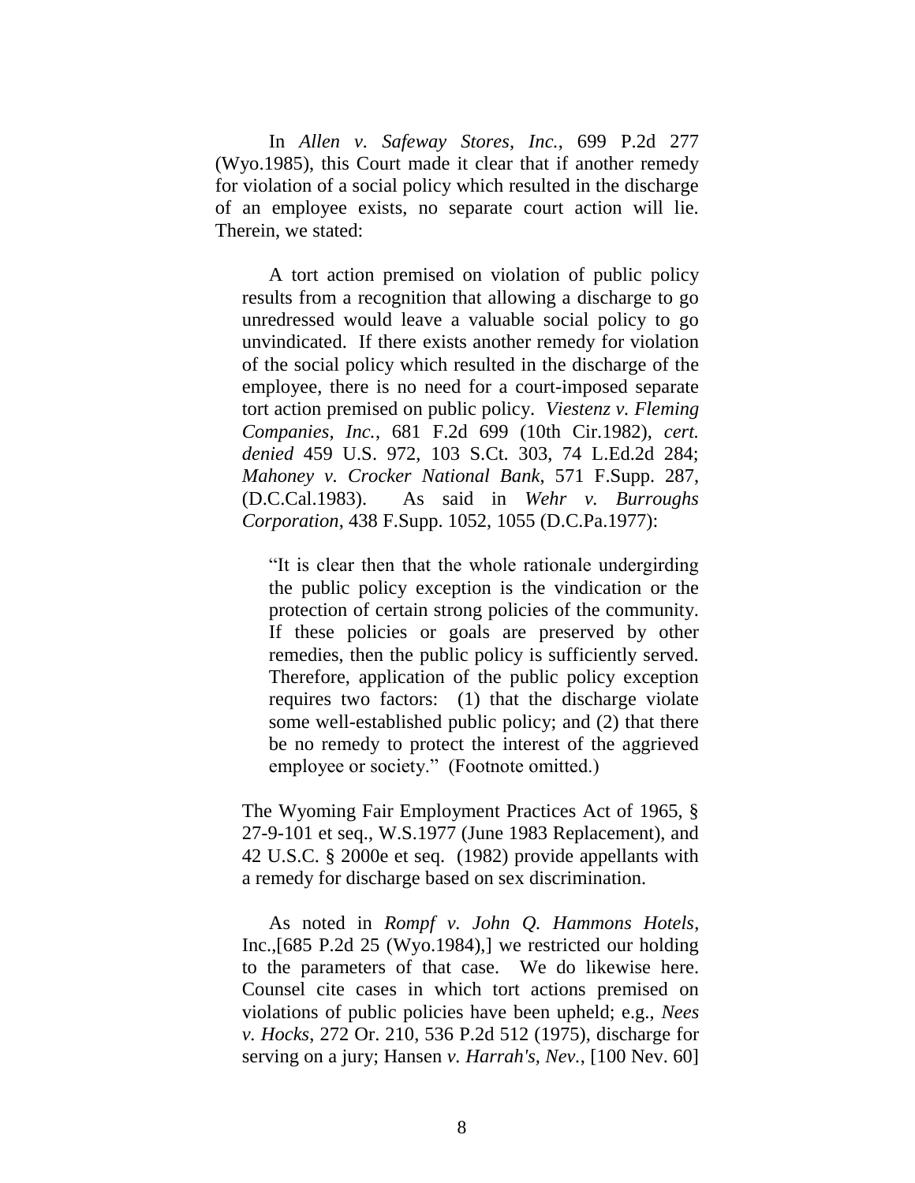In *Allen v. Safeway Stores, Inc.*, 699 P.2d 277 (Wyo.1985), this Court made it clear that if another remedy for violation of a social policy which resulted in the discharge of an employee exists, no separate court action will lie. Therein, we stated:

> A tort action premised on violation of public policy results from a recognition that allowing a discharge to go unredressed would leave a valuable social policy to go unvindicated. If there exists another remedy for violation of the social policy which resulted in the discharge of the employee, there is no need for a court-imposed separate tort action premised on public policy. *Viestenz v. Fleming Companies, Inc.*, 681 F.2d 699 (10th Cir.1982), *cert. denied* 459 U.S. 972, 103 S.Ct. 303, 74 L.Ed.2d 284; *Mahoney v. Crocker National Bank*, 571 F.Supp. 287, (D.C.Cal.1983). As said in *Wehr v. Burroughs Corporation*, 438 F.Supp. 1052, 1055 (D.C.Pa.1977):
>
> > "It is clear then that the whole rationale undergirding the public policy exception is the vindication or the protection of certain strong policies of the community. If these policies or goals are preserved by other remedies, then the public policy is sufficiently served. Therefore, application of the public policy exception requires two factors: (1) that the discharge violate some well-established public policy; and (2) that there be no remedy to protect the interest of the aggrieved employee or society." (Footnote omitted.)
>
> The Wyoming Fair Employment Practices Act of 1965, § 27-9-101 et seq., W.S.1977 (June 1983 Replacement), and 42 U.S.C. § 2000e et seq. (1982) provide appellants with a remedy for discharge based on sex discrimination.
>
> As noted in *Rompf v. John Q. Hammons Hotels*, Inc.,[685 P.2d 25 (Wyo.1984),] we restricted our holding to the parameters of that case. We do likewise here. Counsel cite cases in which tort actions premised on violations of public policies have been upheld; e.g., *Nees v. Hocks*, 272 Or. 210, 536 P.2d 512 (1975), discharge for serving on a jury; Hansen *v. Harrah's, Nev.*, [100 Nev. 60]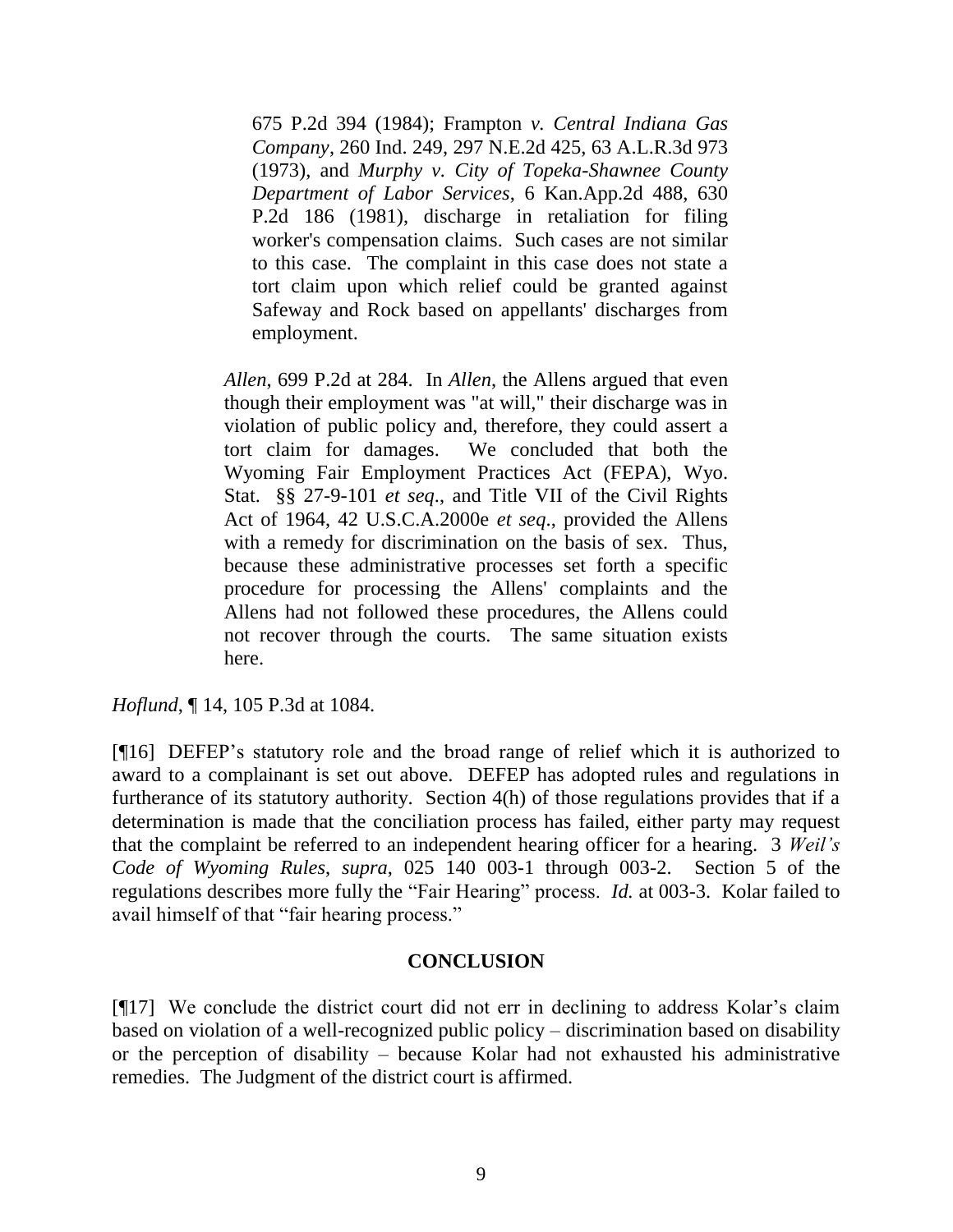> 675 P.2d 394 (1984); Frampton *v. Central Indiana Gas Company*, 260 Ind. 249, 297 N.E.2d 425, 63 A.L.R.3d 973 (1973), and *Murphy v. City of Topeka-Shawnee County Department of Labor Services*, 6 Kan.App.2d 488, 630 P.2d 186 (1981), discharge in retaliation for filing worker's compensation claims. Such cases are not similar to this case. The complaint in this case does not state a tort claim upon which relief could be granted against Safeway and Rock based on appellants' discharges from employment.
>
> *Allen*, 699 P.2d at 284. In *Allen*, the Allens argued that even though their employment was "at will," their discharge was in violation of public policy and, therefore, they could assert a tort claim for damages. We concluded that both the Wyoming Fair Employment Practices Act (FEPA), Wyo. Stat. §§ 27-9-101 *et seq*., and Title VII of the Civil Rights Act of 1964, 42 U.S.C.A.2000e *et seq*., provided the Allens with a remedy for discrimination on the basis of sex. Thus, because these administrative processes set forth a specific procedure for processing the Allens' complaints and the Allens had not followed these procedures, the Allens could not recover through the courts. The same situation exists here.

*Hoflund*, ¶ 14, 105 P.3d at 1084.

[¶16] DEFEP's statutory role and the broad range of relief which it is authorized to award to a complainant is set out above. DEFEP has adopted rules and regulations in furtherance of its statutory authority. Section 4(h) of those regulations provides that if a determination is made that the conciliation process has failed, either party may request that the complaint be referred to an independent hearing officer for a hearing. 3 *Weil's Code of Wyoming Rules*, *supra*, 025 140 003-1 through 003-2. Section 5 of the regulations describes more fully the "Fair Hearing" process. *Id.* at 003-3. Kolar failed to avail himself of that "fair hearing process."

## CONCLUSION

[¶17] We conclude the district court did not err in declining to address Kolar's claim based on violation of a well-recognized public policy – discrimination based on disability or the perception of disability – because Kolar had not exhausted his administrative remedies. The Judgment of the district court is affirmed.